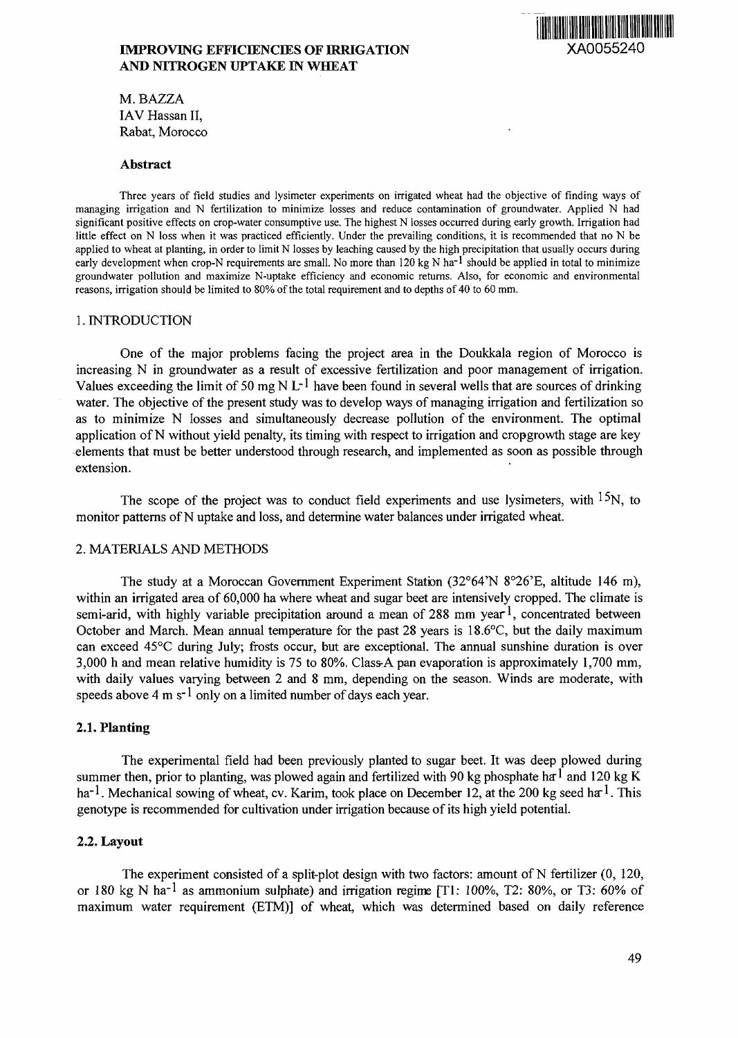XA0055240

# IMPROVING EFFICIENCIES OF IRRIGATION AND NITROGEN UPTAKE IN WHEAT

M. BAZZA
IAV Hassan II,
Rabat, Morocco

### Abstract

Three years of field studies and lysimeter experiments on irrigated wheat had the objective of finding ways of managing irrigation and N fertilization to minimize losses and reduce contamination of groundwater. Applied N had significant positive effects on crop-water consumptive use. The highest N losses occurred during early growth. Irrigation had little effect on N loss when it was practiced efficiently. Under the prevailing conditions, it is recommended that no N be applied to wheat at planting, in order to limit N losses by leaching caused by the high precipitation that usually occurs during early development when crop-N requirements are small. No more than 120 kg N $ha^{-1}$ should be applied in total to minimize groundwater pollution and maximize N-uptake efficiency and economic returns. Also, for economic and environmental reasons, irrigation should be limited to 80% of the total requirement and to depths of 40 to 60 mm.

## 1. INTRODUCTION

One of the major problems facing the project area in the Doukkala region of Morocco is increasing N in groundwater as a result of excessive fertilization and poor management of irrigation. Values exceeding the limit of 50 mg N $L^{-1}$ have been found in several wells that are sources of drinking water. The objective of the present study was to develop ways of managing irrigation and fertilization so as to minimize N losses and simultaneously decrease pollution of the environment. The optimal application of N without yield penalty, its timing with respect to irrigation and cropgrowth stage are key elements that must be better understood through research, and implemented as soon as possible through extension.

The scope of the project was to conduct field experiments and use lysimeters, with $^{15}N$, to monitor patterns of N uptake and loss, and determine water balances under irrigated wheat.

## 2. MATERIALS AND METHODS

The study at a Moroccan Government Experiment Station (32°64'N 8°26'E, altitude 146 m), within an irrigated area of 60,000 ha where wheat and sugar beet are intensively cropped. The climate is semi-arid, with highly variable precipitation around a mean of 288 mm $year^{-1}$, concentrated between October and March. Mean annual temperature for the past 28 years is 18.6°C, but the daily maximum can exceed 45°C during July; frosts occur, but are exceptional. The annual sunshine duration is over 3,000 h and mean relative humidity is 75 to 80%. Class-A pan evaporation is approximately 1,700 mm, with daily values varying between 2 and 8 mm, depending on the season. Winds are moderate, with speeds above 4 m $s^{-1}$ only on a limited number of days each year.

### 2.1. Planting

The experimental field had been previously planted to sugar beet. It was deep plowed during summer then, prior to planting, was plowed again and fertilized with 90 kg phosphate $ha^{-1}$ and 120 kg K $ha^{-1}$. Mechanical sowing of wheat, cv. Karim, took place on December 12, at the 200 kg seed $ha^{-1}$. This genotype is recommended for cultivation under irrigation because of its high yield potential.

### 2.2. Layout

The experiment consisted of a split-plot design with two factors: amount of N fertilizer (0, 120, or 180 kg N $ha^{-1}$ as ammonium sulphate) and irrigation regime [T1: 100%, T2: 80%, or T3: 60% of maximum water requirement (ETM)] of wheat, which was determined based on daily reference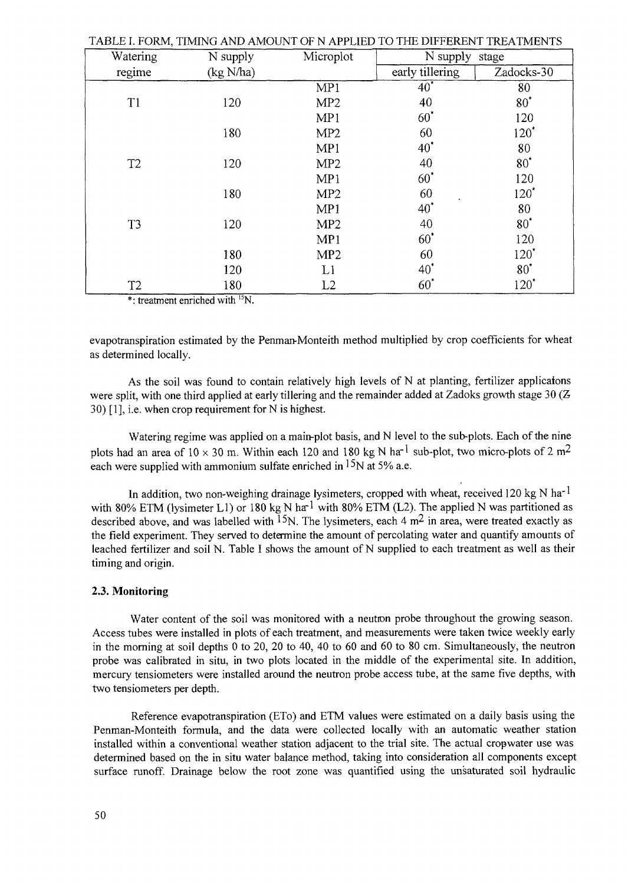TABLE I. FORM, TIMING AND AMOUNT OF N APPLIED TO THE DIFFERENT TREATMENTS

| Watering regime | N supply (kg N/ha) | Microplot | N supply stage | |
|---|---|---|---|---|
| | | | early tillering | Zadocks-30 |
| | | MP1 | 40* | 80 |
| T1 | 120 | MP2 | 40 | 80* |
| | | MP1 | 60* | 120 |
| | 180 | MP2 | 60 | 120* |
| | | MP1 | 40* | 80 |
| T2 | 120 | MP2 | 40 | 80* |
| | | MP1 | 60* | 120 |
| | 180 | MP2 | 60 | 120* |
| | | MP1 | 40* | 80 |
| T3 | 120 | MP2 | 40 | 80* |
| | | MP1 | 60* | 120 |
| | 180 | MP2 | 60 | 120* |
| | 120 | L1 | 40* | 80* |
| T2 | 180 | L2 | 60* | 120* |

*: treatment enriched with $^{15}N$.

evapotranspiration estimated by the Penman-Monteith method multiplied by crop coefficients for wheat as determined locally.

As the soil was found to contain relatively high levels of N at planting, fertilizer applicatons were split, with one third applied at early tillering and the remainder added at Zadoks growth stage 30 (Z-30) [1], i.e. when crop requirement for N is highest.

Watering regime was applied on a main-plot basis, and N level to the sub-plots. Each of the nine plots had an area of 10 × 30 m. Within each 120 and 180 kg N $ha^{-1}$ sub-plot, two micro-plots of 2 $m^2$ each were supplied with ammonium sulfate enriched in $^{15}N$ at 5% a.e.

In addition, two non-weighing drainage lysimeters, cropped with wheat, received 120 kg N $ha^{-1}$ with 80% ETM (lysimeter L1) or 180 kg N $ha^{-1}$ with 80% ETM (L2). The applied N was partitioned as described above, and was labelled with $^{15}N$. The lysimeters, each 4 $m^2$ in area, were treated exactly as the field experiment. They served to determine the amount of percolating water and quantify amounts of leached fertilizer and soil N. Table I shows the amount of N supplied to each treatment as well as their timing and origin.

### 2.3. Monitoring

Water content of the soil was monitored with a neutron probe throughout the growing season. Access tubes were installed in plots of each treatment, and measurements were taken twice weekly early in the morning at soil depths 0 to 20, 20 to 40, 40 to 60 and 60 to 80 cm. Simultaneously, the neutron probe was calibrated in situ, in two plots located in the middle of the experimental site. In addition, mercury tensiometers were installed around the neutron probe access tube, at the same five depths, with two tensiometers per depth.

Reference evapotranspiration (ETo) and ETM values were estimated on a daily basis using the Penman-Monteith formula, and the data were collected locally with an automatic weather station installed within a conventional weather station adjacent to the trial site. The actual cropwater use was determined based on the in situ water balance method, taking into consideration all components except surface runoff. Drainage below the root zone was quantified using the unsaturated soil hydraulic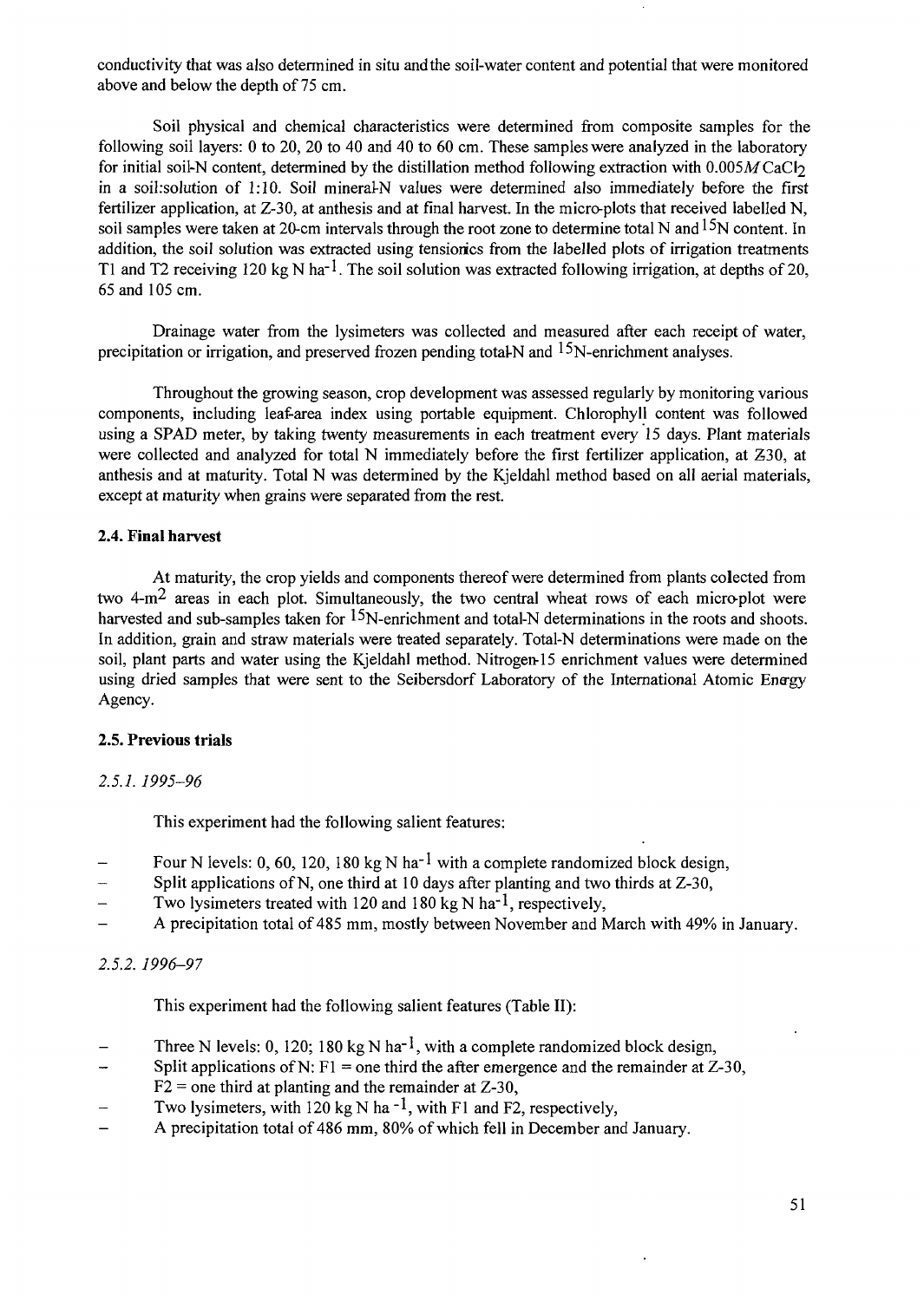conductivity that was also determined in situ and the soil-water content and potential that were monitored above and below the depth of 75 cm.

Soil physical and chemical characteristics were determined from composite samples for the following soil layers: 0 to 20, 20 to 40 and 40 to 60 cm. These samples were analyzed in the laboratory for initial soil-N content, determined by the distillation method following extraction with $0.005M$ $CaCl_2$ in a soil:solution of 1:10. Soil mineral-N values were determined also immediately before the first fertilizer application, at Z-30, at anthesis and at final harvest. In the micro-plots that received labelled N, soil samples were taken at 20-cm intervals through the root zone to determine total N and $^{15}N$ content. In addition, the soil solution was extracted using tensionics from the labelled plots of irrigation treatments T1 and T2 receiving 120 kg N $ha^{-1}$. The soil solution was extracted following irrigation, at depths of 20, 65 and 105 cm.

Drainage water from the lysimeters was collected and measured after each receipt of water, precipitation or irrigation, and preserved frozen pending total-N and $^{15}N$-enrichment analyses.

Throughout the growing season, crop development was assessed regularly by monitoring various components, including leaf-area index using portable equipment. Chlorophyll content was followed using a SPAD meter, by taking twenty measurements in each treatment every 15 days. Plant materials were collected and analyzed for total N immediately before the first fertilizer application, at Z-30, at anthesis and at maturity. Total N was determined by the Kjeldahl method based on all aerial materials, except at maturity when grains were separated from the rest.

### 2.4. Final harvest

At maturity, the crop yields and components thereof were determined from plants collected from two 4-$m^2$ areas in each plot. Simultaneously, the two central wheat rows of each micro-plot were harvested and sub-samples taken for $^{15}N$-enrichment and total-N determinations in the roots and shoots. In addition, grain and straw materials were treated separately. Total-N determinations were made on the soil, plant parts and water using the Kjeldahl method. Nitrogen-15 enrichment values were determined using dried samples that were sent to the Seibersdorf Laboratory of the International Atomic Energy Agency.

### 2.5. Previous trials

#### *2.5.1. 1995–96*

This experiment had the following salient features:

- Four N levels: 0, 60, 120, 180 kg N $ha^{-1}$ with a complete randomized block design,
- Split applications of N, one third at 10 days after planting and two thirds at Z-30,
- Two lysimeters treated with 120 and 180 kg N $ha^{-1}$, respectively,
- A precipitation total of 485 mm, mostly between November and March with 49% in January.

#### *2.5.2. 1996–97*

This experiment had the following salient features (Table II):

- Three N levels: 0, 120; 180 kg N $ha^{-1}$, with a complete randomized block design,
- Split applications of N: F1 = one third the after emergence and the remainder at Z-30, F2 = one third at planting and the remainder at Z-30,
- Two lysimeters, with 120 kg N $ha^{-1}$, with F1 and F2, respectively,
- A precipitation total of 486 mm, 80% of which fell in December and January.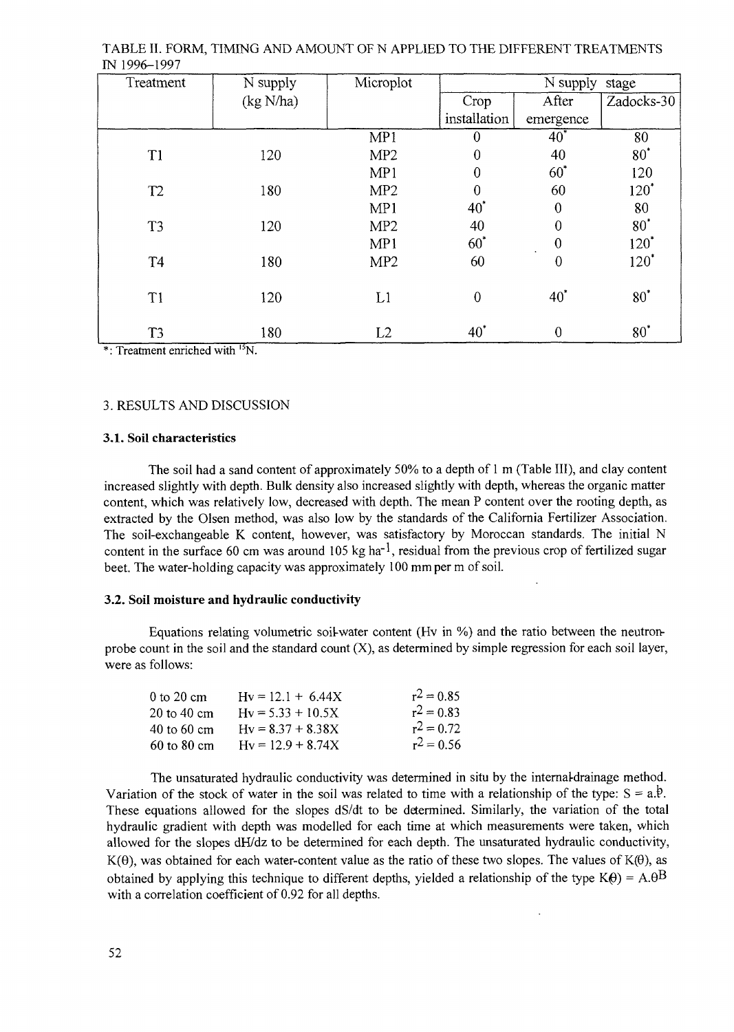TABLE II. FORM, TIMING AND AMOUNT OF N APPLIED TO THE DIFFERENT TREATMENTS IN 1996–1997

| Treatment | N supply (kg N/ha) | Microplot | N supply stage | | |
|---|---|---|---|---|---|
| | | | Crop installation | After emergence | Zadocks-30 |
| | | MP1 | 0 | 40* | 80 |
| T1 | 120 | MP2 | 0 | 40 | 80* |
| | | MP1 | 0 | 60* | 120 |
| T2 | 180 | MP2 | 0 | 60 | 120* |
| | | MP1 | 40* | 0 | 80 |
| T3 | 120 | MP2 | 40 | 0 | 80* |
| | | MP1 | 60* | 0 | 120* |
| T4 | 180 | MP2 | 60 | 0 | 120* |
| T1 | 120 | L1 | 0 | 40* | 80* |
| T3 | 180 | L2 | 40* | 0 | 80* |

*: Treatment enriched with $^{15}N$.

## 3. RESULTS AND DISCUSSION

### 3.1. Soil characteristics

The soil had a sand content of approximately 50% to a depth of 1 m (Table III), and clay content increased slightly with depth. Bulk density also increased slightly with depth, whereas the organic matter content, which was relatively low, decreased with depth. The mean P content over the rooting depth, as extracted by the Olsen method, was also low by the standards of the California Fertilizer Association. The soil-exchangeable K content, however, was satisfactory by Moroccan standards. The initial N content in the surface 60 cm was around 105 kg $ha^{-1}$, residual from the previous crop of fertilized sugar beet. The water-holding capacity was approximately 100 mm per m of soil.

### 3.2. Soil moisture and hydraulic conductivity

Equations relating volumetric soil-water content (Hv in %) and the ratio between the neutron-probe count in the soil and the standard count (X), as determined by simple regression for each soil layer, were as follows:

| | | |
|---|---|---|
| 0 to 20 cm | $Hv = 12.1 + 6.44X$ | $r^2 = 0.85$ |
| 20 to 40 cm | $Hv = 5.33 + 10.5X$ | $r^2 = 0.83$ |
| 40 to 60 cm | $Hv = 8.37 + 8.38X$ | $r^2 = 0.72$ |
| 60 to 80 cm | $Hv = 12.9 + 8.74X$ | $r^2 = 0.56$ |

The unsaturated hydraulic conductivity was determined in situ by the internal-drainage method. Variation of the stock of water in the soil was related to time with a relationship of the type: $S = a.t^b$. These equations allowed for the slopes dS/dt to be determined. Similarly, the variation of the total hydraulic gradient with depth was modelled for each time at which measurements were taken, which allowed for the slopes dH/dz to be determined for each depth. The unsaturated hydraulic conductivity, $K(\theta)$, was obtained for each water-content value as the ratio of these two slopes. The values of $K(\theta)$, as obtained by applying this technique to different depths, yielded a relationship of the type $K(\theta) = A.\theta^B$ with a correlation coefficient of 0.92 for all depths.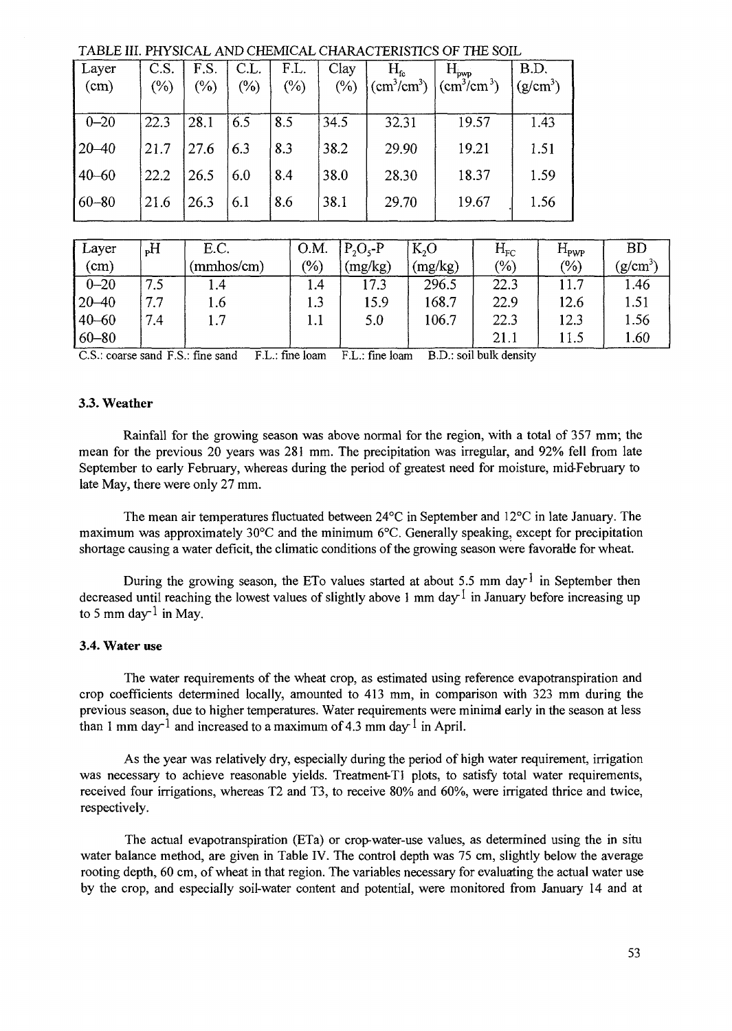TABLE III. PHYSICAL AND CHEMICAL CHARACTERISTICS OF THE SOIL

| Layer (cm) | C.S. (%) | F.S. (%) | C.L. (%) | F.L. (%) | Clay (%) | $H_{fc}$ ($cm^3/cm^3$) | $H_{pwp}$ ($cm^3/cm^3$) | B.D. ($g/cm^3$) |
|---|---|---|---|---|---|---|---|---|
| 0–20 | 22.3 | 28.1 | 6.5 | 8.5 | 34.5 | 32.31 | 19.57 | 1.43 |
| 20–40 | 21.7 | 27.6 | 6.3 | 8.3 | 38.2 | 29.90 | 19.21 | 1.51 |
| 40–60 | 22.2 | 26.5 | 6.0 | 8.4 | 38.0 | 28.30 | 18.37 | 1.59 |
| 60–80 | 21.6 | 26.3 | 6.1 | 8.6 | 38.1 | 29.70 | 19.67 | 1.56 |

| Layer (cm) | pH | E.C. (mmhos/cm) | O.M. (%) | $P_2O_5$-P (mg/kg) | $K_2O$ (mg/kg) | $H_{FC}$ (%) | $H_{PWP}$ (%) | BD ($g/cm^3$) |
|---|---|---|---|---|---|---|---|---|
| 0–20 | 7.5 | 1.4 | 1.4 | 17.3 | 296.5 | 22.3 | 11.7 | 1.46 |
| 20–40 | 7.7 | 1.6 | 1.3 | 15.9 | 168.7 | 22.9 | 12.6 | 1.51 |
| 40–60 | 7.4 | 1.7 | 1.1 | 5.0 | 106.7 | 22.3 | 12.3 | 1.56 |
| 60–80 | | | | | | 21.1 | 11.5 | 1.60 |

C.S.: coarse sand F.S.: fine sand F.L.: fine loam F.L.: fine loam B.D.: soil bulk density

### 3.3. Weather

Rainfall for the growing season was above normal for the region, with a total of 357 mm; the mean for the previous 20 years was 281 mm. The precipitation was irregular, and 92% fell from late September to early February, whereas during the period of greatest need for moisture, mid-February to late May, there were only 27 mm.

The mean air temperatures fluctuated between 24°C in September and 12°C in late January. The maximum was approximately 30°C and the minimum 6°C. Generally speaking, except for precipitation shortage causing a water deficit, the climatic conditions of the growing season were favorable for wheat.

During the growing season, the ETo values started at about 5.5 mm $day^{-1}$ in September then decreased until reaching the lowest values of slightly above 1 mm $day^{-1}$ in January before increasing up to 5 mm $day^{-1}$ in May.

### 3.4. Water use

The water requirements of the wheat crop, as estimated using reference evapotranspiration and crop coefficients determined locally, amounted to 413 mm, in comparison with 323 mm during the previous season, due to higher temperatures. Water requirements were minimal early in the season at less than 1 mm $day^{-1}$ and increased to a maximum of 4.3 mm $day^{-1}$ in April.

As the year was relatively dry, especially during the period of high water requirement, irrigation was necessary to achieve reasonable yields. Treatment-T1 plots, to satisfy total water requirements, received four irrigations, whereas T2 and T3, to receive 80% and 60%, were irrigated thrice and twice, respectively.

The actual evapotranspiration (ETa) or crop-water-use values, as determined using the in situ water balance method, are given in Table IV. The control depth was 75 cm, slightly below the average rooting depth, 60 cm, of wheat in that region. The variables necessary for evaluating the actual water use by the crop, and especially soil-water content and potential, were monitored from January 14 and at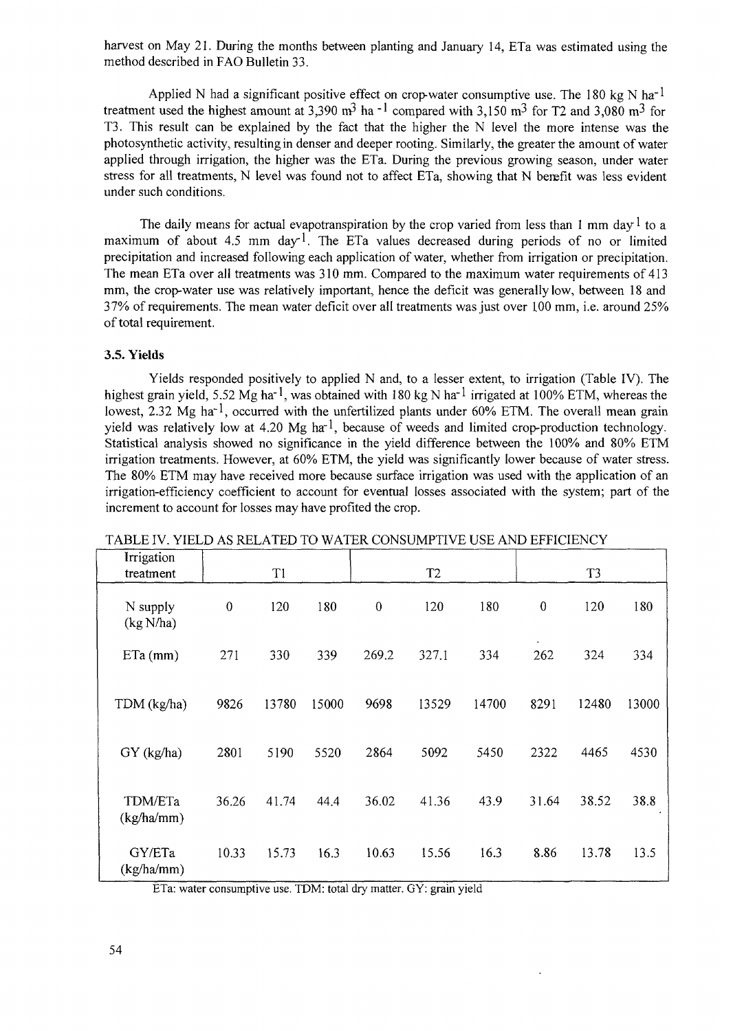harvest on May 21. During the months between planting and January 14, ETa was estimated using the method described in FAO Bulletin 33.

Applied N had a significant positive effect on crop-water consumptive use. The 180 kg N $ha^{-1}$ treatment used the highest amount at 3,390 $m^3$ $ha^{-1}$ compared with 3,150 $m^3$ for T2 and 3,080 $m^3$ for T3. This result can be explained by the fact that the higher the N level the more intense was the photosynthetic activity, resulting in denser and deeper rooting. Similarly, the greater the amount of water applied through irrigation, the higher was the ETa. During the previous growing season, under water stress for all treatments, N level was found not to affect ETa, showing that N benefit was less evident under such conditions.

The daily means for actual evapotranspiration by the crop varied from less than 1 mm $day^{-1}$ to a maximum of about 4.5 mm $day^{-1}$. The ETa values decreased during periods of no or limited precipitation and increased following each application of water, whether from irrigation or precipitation. The mean ETa over all treatments was 310 mm. Compared to the maximum water requirements of 413 mm, the crop-water use was relatively important, hence the deficit was generally low, between 18 and 37% of requirements. The mean water deficit over all treatments was just over 100 mm, i.e. around 25% of total requirement.

### 3.5. Yields

Yields responded positively to applied N and, to a lesser extent, to irrigation (Table IV). The highest grain yield, 5.52 Mg $ha^{-1}$, was obtained with 180 kg N $ha^{-1}$ irrigated at 100% ETM, whereas the lowest, 2.32 Mg $ha^{-1}$, occurred with the unfertilized plants under 60% ETM. The overall mean grain yield was relatively low at 4.20 Mg $ha^{-1}$, because of weeds and limited crop-production technology. Statistical analysis showed no significance in the yield difference between the 100% and 80% ETM irrigation treatments. However, at 60% ETM, the yield was significantly lower because of water stress. The 80% ETM may have received more because surface irrigation was used with the application of an irrigation-efficiency coefficient to account for eventual losses associated with the system; part of the increment to account for losses may have profited the crop.

TABLE IV. YIELD AS RELATED TO WATER CONSUMPTIVE USE AND EFFICIENCY

| Irrigation treatment | T1 | | | T2 | | | T3 | | |
|---|---|---|---|---|---|---|---|---|---|
| N supply (kg N/ha) | 0 | 120 | 180 | 0 | 120 | 180 | 0 | 120 | 180 |
| ETa (mm) | 271 | 330 | 339 | 269.2 | 327.1 | 334 | 262 | 324 | 334 |
| TDM (kg/ha) | 9826 | 13780 | 15000 | 9698 | 13529 | 14700 | 8291 | 12480 | 13000 |
| GY (kg/ha) | 2801 | 5190 | 5520 | 2864 | 5092 | 5450 | 2322 | 4465 | 4530 |
| TDM/ETa (kg/ha/mm) | 36.26 | 41.74 | 44.4 | 36.02 | 41.36 | 43.9 | 31.64 | 38.52 | 38.8 |
| GY/ETa (kg/ha/mm) | 10.33 | 15.73 | 16.3 | 10.63 | 15.56 | 16.3 | 8.86 | 13.78 | 13.5 |

ETa: water consumptive use. TDM: total dry matter. GY: grain yield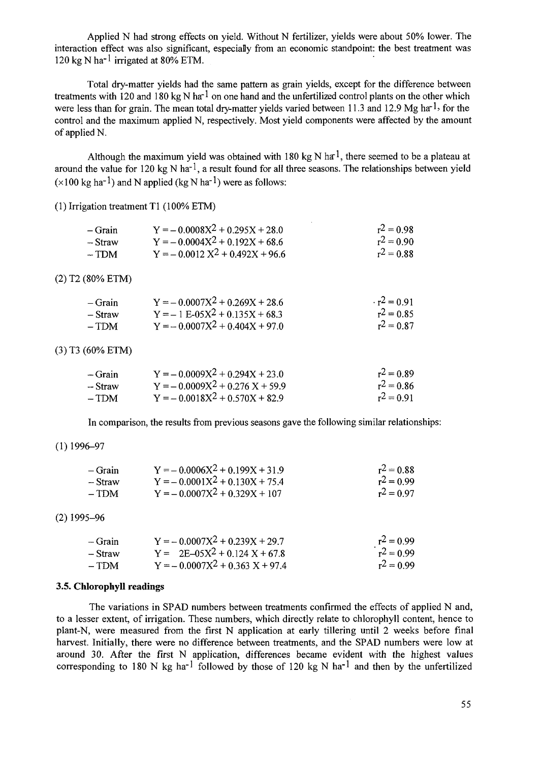Applied N had strong effects on yield. Without N fertilizer, yields were about 50% lower. The interaction effect was also significant, especially from an economic standpoint: the best treatment was 120 kg N ha$^{-1}$ irrigated at 80% ETM.

Total dry-matter yields had the same pattern as grain yields, except for the difference between treatments with 120 and 180 kg N ha$^{-1}$ on one hand and the unfertilized control plants on the other which were less than for grain. The mean total dry-matter yields varied between 11.3 and 12.9 Mg ha$^{-1}$, for the control and the maximum applied N, respectively. Most yield components were affected by the amount of applied N.

Although the maximum yield was obtained with 180 kg N ha$^{-1}$, there seemed to be a plateau at around the value for 120 kg N ha$^{-1}$, a result found for all three seasons. The relationships between yield ($\times$100 kg ha$^{-1}$) and N applied (kg N ha$^{-1}$) were as follows:

(1) Irrigation treatment T1 (100% ETM)

| | | |
|---|---|---|
| – Grain | $Y = -0.0008X^2 + 0.295X + 28.0$ | $r^2 = 0.98$ |
| – Straw | $Y = -0.0004X^2 + 0.192X + 68.6$ | $r^2 = 0.90$ |
| – TDM | $Y = -0.0012X^2 + 0.492X + 96.6$ | $r^2 = 0.88$ |

(2) T2 (80% ETM)

| | | |
|---|---|---|
| – Grain | $Y = -0.0007X^2 + 0.269X + 28.6$ | $r^2 = 0.91$ |
| – Straw | $Y = -1\text{E-}05X^2 + 0.135X + 68.3$ | $r^2 = 0.85$ |
| – TDM | $Y = -0.0007X^2 + 0.404X + 97.0$ | $r^2 = 0.87$ |

(3) T3 (60% ETM)

| | | |
|---|---|---|
| – Grain | $Y = -0.0009X^2 + 0.294X + 23.0$ | $r^2 = 0.89$ |
| – Straw | $Y = -0.0009X^2 + 0.276X + 59.9$ | $r^2 = 0.86$ |
| – TDM | $Y = -0.0018X^2 + 0.570X + 82.9$ | $r^2 = 0.91$ |

In comparison, the results from previous seasons gave the following similar relationships:

(1) 1996–97

| | | |
|---|---|---|
| – Grain | $Y = -0.0006X^2 + 0.199X + 31.9$ | $r^2 = 0.88$ |
| – Straw | $Y = -0.0001X^2 + 0.130X + 75.4$ | $r^2 = 0.99$ |
| – TDM | $Y = -0.0007X^2 + 0.329X + 107$ | $r^2 = 0.97$ |

(2) 1995–96

| | | |
|---|---|---|
| – Grain | $Y = -0.0007X^2 + 0.239X + 29.7$ | $r^2 = 0.99$ |
| – Straw | $Y = 2\text{E–}05X^2 + 0.124X + 67.8$ | $r^2 = 0.99$ |
| – TDM | $Y = -0.0007X^2 + 0.363X + 97.4$ | $r^2 = 0.99$ |

### 3.5. Chlorophyll readings

The variations in SPAD numbers between treatments confirmed the effects of applied N and, to a lesser extent, of irrigation. These numbers, which directly relate to chlorophyll content, hence to plant-N, were measured from the first N application at early tillering until 2 weeks before final harvest. Initially, there were no difference between treatments, and the SPAD numbers were low at around 30. After the first N application, differences became evident with the highest values corresponding to 180 N kg ha$^{-1}$ followed by those of 120 kg N ha$^{-1}$ and then by the unfertilized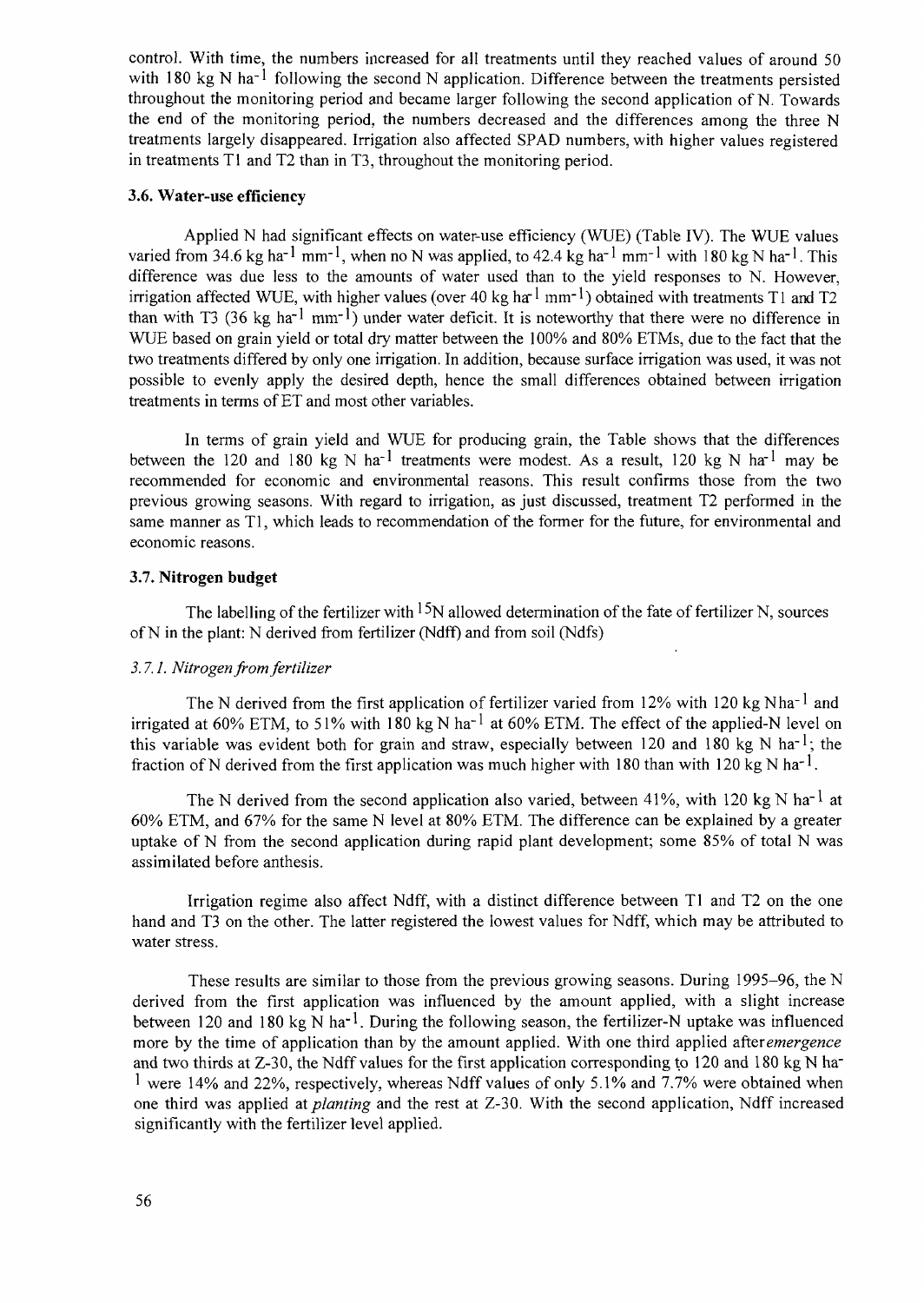control. With time, the numbers increased for all treatments until they reached values of around 50 with 180 kg N $ha^{-1}$ following the second N application. Difference between the treatments persisted throughout the monitoring period and became larger following the second application of N. Towards the end of the monitoring period, the numbers decreased and the differences among the three N treatments largely disappeared. Irrigation also affected SPAD numbers, with higher values registered in treatments T1 and T2 than in T3, throughout the monitoring period.

### 3.6. Water-use efficiency

Applied N had significant effects on water-use efficiency (WUE) (Table IV). The WUE values varied from 34.6 kg $ha^{-1}$ $mm^{-1}$, when no N was applied, to 42.4 kg $ha^{-1}$ $mm^{-1}$ with 180 kg N $ha^{-1}$. This difference was due less to the amounts of water used than to the yield responses to N. However, irrigation affected WUE, with higher values (over 40 kg $ha^{-1}$ $mm^{-1}$) obtained with treatments T1 and T2 than with T3 (36 kg $ha^{-1}$ $mm^{-1}$) under water deficit. It is noteworthy that there were no difference in WUE based on grain yield or total dry matter between the 100% and 80% ETMs, due to the fact that the two treatments differed by only one irrigation. In addition, because surface irrigation was used, it was not possible to evenly apply the desired depth, hence the small differences obtained between irrigation treatments in terms of ET and most other variables.

In terms of grain yield and WUE for producing grain, the Table shows that the differences between the 120 and 180 kg N $ha^{-1}$ treatments were modest. As a result, 120 kg N $ha^{-1}$ may be recommended for economic and environmental reasons. This result confirms those from the two previous growing seasons. With regard to irrigation, as just discussed, treatment T2 performed in the same manner as T1, which leads to recommendation of the former for the future, for environmental and economic reasons.

### 3.7. Nitrogen budget

The labelling of the fertilizer with $^{15}N$ allowed determination of the fate of fertilizer N, sources of N in the plant: N derived from fertilizer (Ndff) and from soil (Ndfs)

#### *3.7.1. Nitrogen from fertilizer*

The N derived from the first application of fertilizer varied from 12% with 120 kg N$ha^{-1}$ and irrigated at 60% ETM, to 51% with 180 kg N $ha^{-1}$ at 60% ETM. The effect of the applied-N level on this variable was evident both for grain and straw, especially between 120 and 180 kg N $ha^{-1}$; the fraction of N derived from the first application was much higher with 180 than with 120 kg N $ha^{-1}$.

The N derived from the second application also varied, between 41%, with 120 kg N $ha^{-1}$ at 60% ETM, and 67% for the same N level at 80% ETM. The difference can be explained by a greater uptake of N from the second application during rapid plant development; some 85% of total N was assimilated before anthesis.

Irrigation regime also affect Ndff, with a distinct difference between T1 and T2 on the one hand and T3 on the other. The latter registered the lowest values for Ndff, which may be attributed to water stress.

These results are similar to those from the previous growing seasons. During 1995–96, the N derived from the first application was influenced by the amount applied, with a slight increase between 120 and 180 kg N $ha^{-1}$. During the following season, the fertilizer-N uptake was influenced more by the time of application than by the amount applied. With one third applied after *emergence* and two thirds at Z-30, the Ndff values for the first application corresponding to 120 and 180 kg N $ha^{-1}$ were 14% and 22%, respectively, whereas Ndff values of only 5.1% and 7.7% were obtained when one third was applied at *planting* and the rest at Z-30. With the second application, Ndff increased significantly with the fertilizer level applied.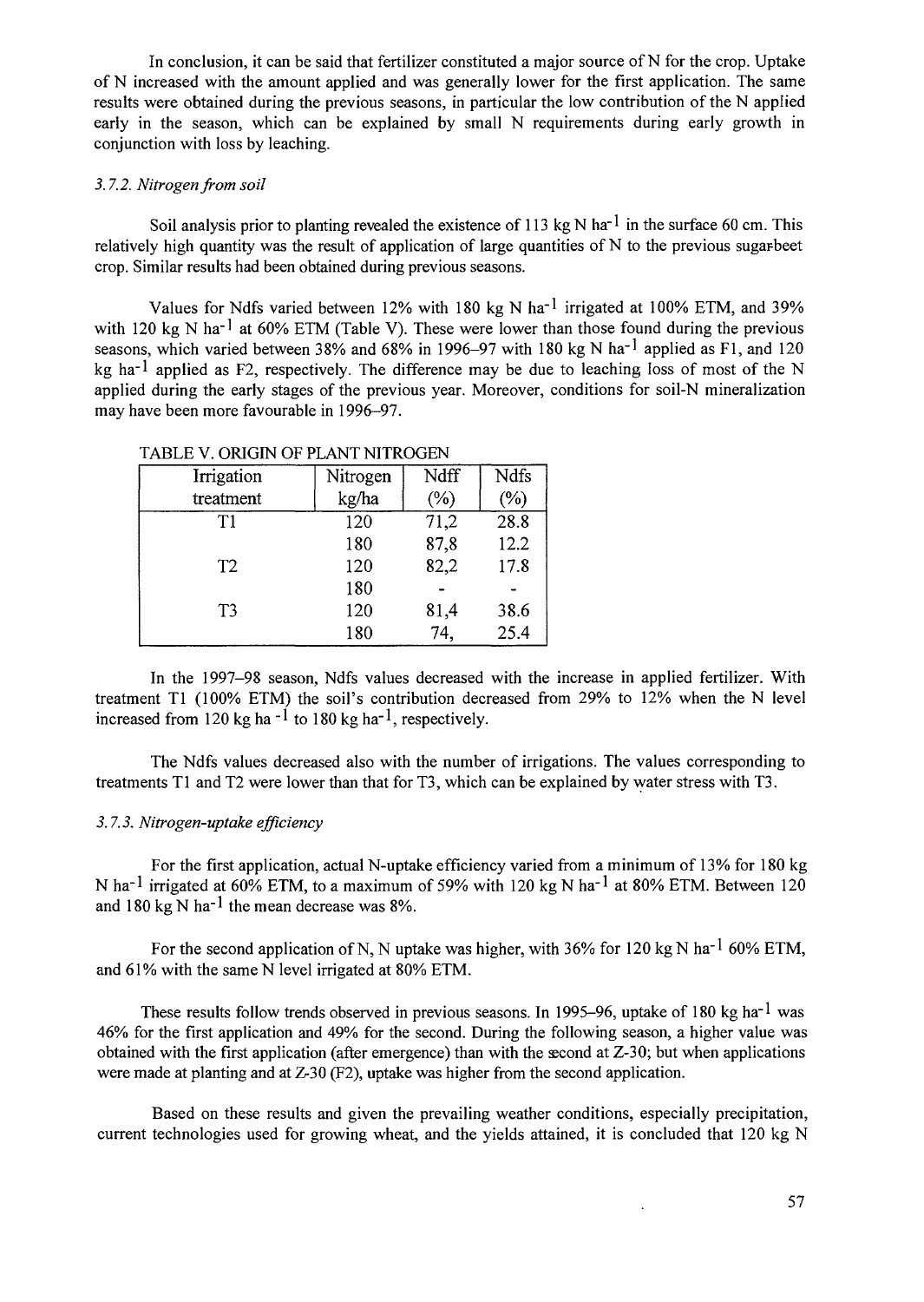In conclusion, it can be said that fertilizer constituted a major source of N for the crop. Uptake of N increased with the amount applied and was generally lower for the first application. The same results were obtained during the previous seasons, in particular the low contribution of the N applied early in the season, which can be explained by small N requirements during early growth in conjunction with loss by leaching.

### *3.7.2. Nitrogen from soil*

Soil analysis prior to planting revealed the existence of 113 kg N $ha^{-1}$ in the surface 60 cm. This relatively high quantity was the result of application of large quantities of N to the previous sugarbeet crop. Similar results had been obtained during previous seasons.

Values for Ndfs varied between 12% with 180 kg N $ha^{-1}$ irrigated at 100% ETM, and 39% with 120 kg N $ha^{-1}$ at 60% ETM (Table V). These were lower than those found during the previous seasons, which varied between 38% and 68% in 1996–97 with 180 kg N $ha^{-1}$ applied as F1, and 120 kg $ha^{-1}$ applied as F2, respectively. The difference may be due to leaching loss of most of the N applied during the early stages of the previous year. Moreover, conditions for soil-N mineralization may have been more favourable in 1996–97.

TABLE V. ORIGIN OF PLANT NITROGEN

| Irrigation treatment | Nitrogen kg/ha | Ndff (%) | Ndfs (%) |
|---|---|---|---|
| T1 | 120 | 71,2 | 28.8 |
| | 180 | 87,8 | 12.2 |
| T2 | 120 | 82,2 | 17.8 |
| | 180 | - | - |
| T3 | 120 | 81,4 | 38.6 |
| | 180 | 74, | 25.4 |

In the 1997–98 season, Ndfs values decreased with the increase in applied fertilizer. With treatment T1 (100% ETM) the soil's contribution decreased from 29% to 12% when the N level increased from 120 kg ha $^{-1}$ to 180 kg $ha^{-1}$, respectively.

The Ndfs values decreased also with the number of irrigations. The values corresponding to treatments T1 and T2 were lower than that for T3, which can be explained by water stress with T3.

### *3.7.3. Nitrogen-uptake efficiency*

For the first application, actual N-uptake efficiency varied from a minimum of 13% for 180 kg N $ha^{-1}$ irrigated at 60% ETM, to a maximum of 59% with 120 kg N $ha^{-1}$ at 80% ETM. Between 120 and 180 kg N $ha^{-1}$ the mean decrease was 8%.

For the second application of N, N uptake was higher, with 36% for 120 kg N $ha^{-1}$ 60% ETM, and 61% with the same N level irrigated at 80% ETM.

These results follow trends observed in previous seasons. In 1995–96, uptake of 180 kg $ha^{-1}$ was 46% for the first application and 49% for the second. During the following season, a higher value was obtained with the first application (after emergence) than with the second at Z-30; but when applications were made at planting and at Z-30 (F2), uptake was higher from the second application.

Based on these results and given the prevailing weather conditions, especially precipitation, current technologies used for growing wheat, and the yields attained, it is concluded that 120 kg N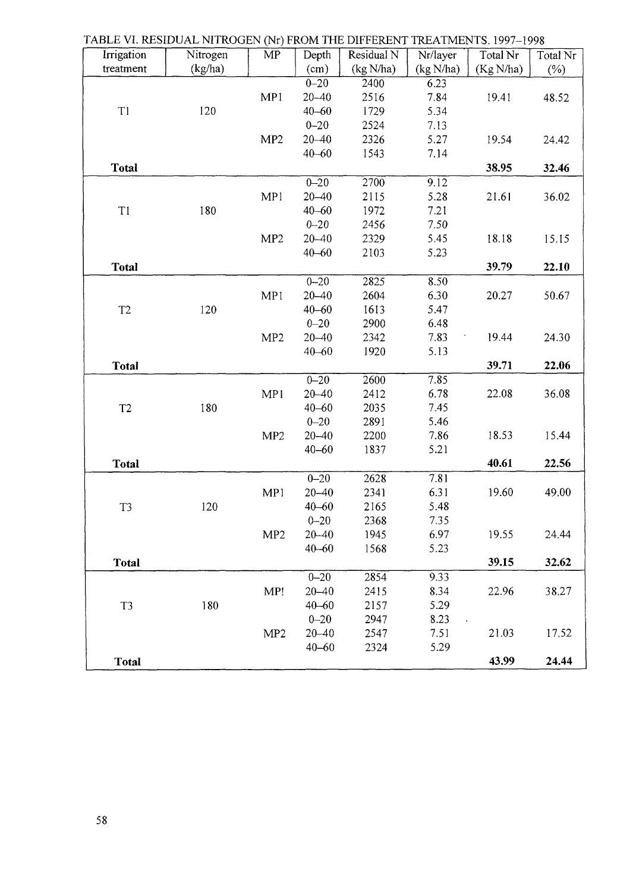TABLE VI. RESIDUAL NITROGEN (Nr) FROM THE DIFFERENT TREATMENTS, 1997–1998

| Irrigation treatment | Nitrogen (kg/ha) | MP | Depth (cm) | Residual N (kg N/ha) | Nr/layer (kg N/ha) | Total Nr (Kg N/ha) | Total Nr (%) |
|---|---|---|---|---|---|---|---|
| | | | 0–20 | 2400 | 6.23 | | |
| | | MP1 | 20–40 | 2516 | 7.84 | 19.41 | 48.52 |
| T1 | 120 | | 40–60 | 1729 | 5.34 | | |
| | | | 0–20 | 2524 | 7.13 | | |
| | | MP2 | 20–40 | 2326 | 5.27 | 19.54 | 24.42 |
| | | | 40–60 | 1543 | 7.14 | | |
| **Total** | | | | | | **38.95** | **32.46** |
| | | | 0–20 | 2700 | 9.12 | | |
| | | MP1 | 20–40 | 2115 | 5.28 | 21.61 | 36.02 |
| T1 | 180 | | 40–60 | 1972 | 7.21 | | |
| | | | 0–20 | 2456 | 7.50 | | |
| | | MP2 | 20–40 | 2329 | 5.45 | 18.18 | 15.15 |
| | | | 40–60 | 2103 | 5.23 | | |
| **Total** | | | | | | **39.79** | **22.10** |
| | | | 0–20 | 2825 | 8.50 | | |
| | | MP1 | 20–40 | 2604 | 6.30 | 20.27 | 50.67 |
| T2 | 120 | | 40–60 | 1613 | 5.47 | | |
| | | | 0–20 | 2900 | 6.48 | | |
| | | MP2 | 20–40 | 2342 | 7.83 | 19.44 | 24.30 |
| | | | 40–60 | 1920 | 5.13 | | |
| **Total** | | | | | | **39.71** | **22.06** |
| | | | 0–20 | 2600 | 7.85 | | |
| | | MP1 | 20–40 | 2412 | 6.78 | 22.08 | 36.08 |
| T2 | 180 | | 40–60 | 2035 | 7.45 | | |
| | | | 0–20 | 2891 | 5.46 | | |
| | | MP2 | 20–40 | 2200 | 7.86 | 18.53 | 15.44 |
| | | | 40–60 | 1837 | 5.21 | | |
| **Total** | | | | | | **40.61** | **22.56** |
| | | | 0–20 | 2628 | 7.81 | | |
| | | MP1 | 20–40 | 2341 | 6.31 | 19.60 | 49.00 |
| T3 | 120 | | 40–60 | 2165 | 5.48 | | |
| | | | 0–20 | 2368 | 7.35 | | |
| | | MP2 | 20–40 | 1945 | 6.97 | 19.55 | 24.44 |
| | | | 40–60 | 1568 | 5.23 | | |
| **Total** | | | | | | **39.15** | **32.62** |
| | | | 0–20 | 2854 | 9.33 | | |
| | | MP! | 20–40 | 2415 | 8.34 | 22.96 | 38.27 |
| T3 | 180 | | 40–60 | 2157 | 5.29 | | |
| | | | 0–20 | 2947 | 8.23 | | |
| | | MP2 | 20–40 | 2547 | 7.51 | 21.03 | 17.52 |
| | | | 40–60 | 2324 | 5.29 | | |
| **Total** | | | | | | **43.99** | **24.44** |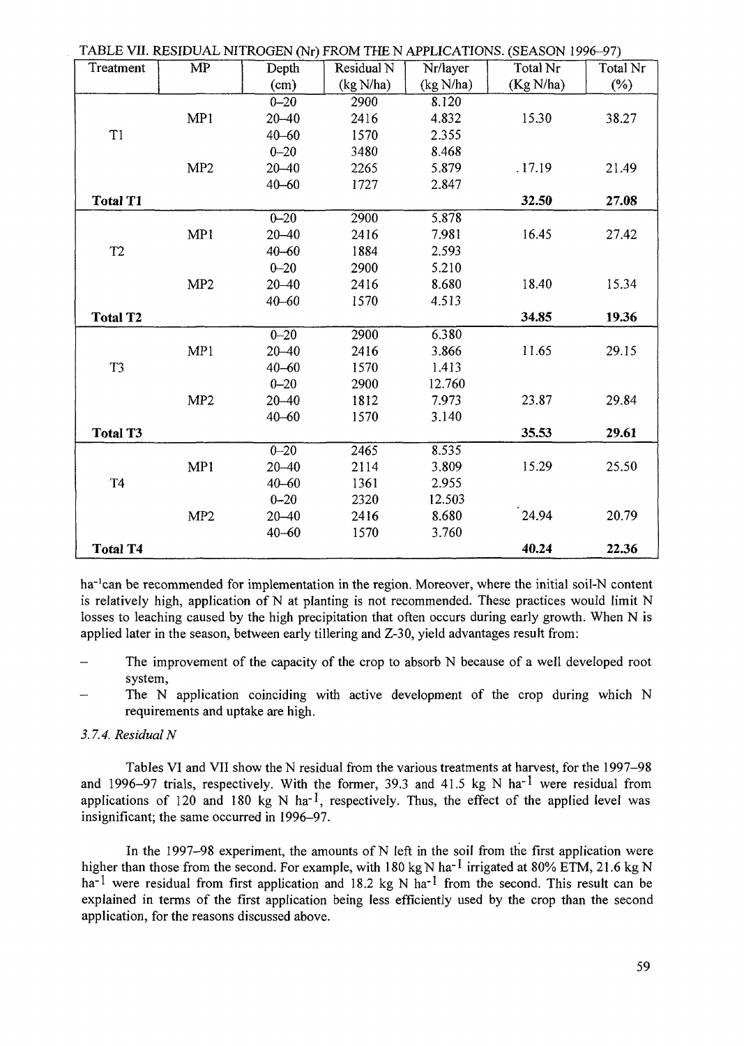TABLE VII. RESIDUAL NITROGEN (Nr) FROM THE N APPLICATIONS. (SEASON 1996–97)

| Treatment | MP | Depth (cm) | Residual N (kg N/ha) | Nr/layer (kg N/ha) | Total Nr (Kg N/ha) | Total Nr (%) |
|---|---|---|---|---|---|---|
| T1 | MP1 | 0–20 | 2900 | 8.120 | | |
| | | 20–40 | 2416 | 4.832 | 15.30 | 38.27 |
| | | 40–60 | 1570 | 2.355 | | |
| | MP2 | 0–20 | 3480 | 8.468 | | |
| | | 20–40 | 2265 | 5.879 | .17.19 | 21.49 |
| | | 40–60 | 1727 | 2.847 | | |
| **Total T1** | | | | | **32.50** | **27.08** |
| T2 | MP1 | 0–20 | 2900 | 5.878 | | |
| | | 20–40 | 2416 | 7.981 | 16.45 | 27.42 |
| | | 40–60 | 1884 | 2.593 | | |
| | MP2 | 0–20 | 2900 | 5.210 | | |
| | | 20–40 | 2416 | 8.680 | 18.40 | 15.34 |
| | | 40–60 | 1570 | 4.513 | | |
| **Total T2** | | | | | **34.85** | **19.36** |
| T3 | MP1 | 0–20 | 2900 | 6.380 | | |
| | | 20–40 | 2416 | 3.866 | 11.65 | 29.15 |
| | | 40–60 | 1570 | 1.413 | | |
| | MP2 | 0–20 | 2900 | 12.760 | | |
| | | 20–40 | 1812 | 7.973 | 23.87 | 29.84 |
| | | 40–60 | 1570 | 3.140 | | |
| **Total T3** | | | | | **35.53** | **29.61** |
| T4 | MP1 | 0–20 | 2465 | 8.535 | | |
| | | 20–40 | 2114 | 3.809 | 15.29 | 25.50 |
| | | 40–60 | 1361 | 2.955 | | |
| | MP2 | 0–20 | 2320 | 12.503 | | |
| | | 20–40 | 2416 | 8.680 | 24.94 | 20.79 |
| | | 40–60 | 1570 | 3.760 | | |
| **Total T4** | | | | | **40.24** | **22.36** |

$ha^{-1}$can be recommended for implementation in the region. Moreover, where the initial soil-N content is relatively high, application of N at planting is not recommended. These practices would limit N losses to leaching caused by the high precipitation that often occurs during early growth. When N is applied later in the season, between early tillering and Z-30, yield advantages result from:

- The improvement of the capacity of the crop to absorb N because of a well developed root system,
- The N application coinciding with active development of the crop during which N requirements and uptake are high.

*3.7.4. Residual N*

Tables VI and VII show the N residual from the various treatments at harvest, for the 1997–98 and 1996–97 trials, respectively. With the former, 39.3 and 41.5 kg N $ha^{-1}$ were residual from applications of 120 and 180 kg N $ha^{-1}$, respectively. Thus, the effect of the applied level was insignificant; the same occurred in 1996–97.

In the 1997–98 experiment, the amounts of N left in the soil from the first application were higher than those from the second. For example, with 180 kg N $ha^{-1}$ irrigated at 80% ETM, 21.6 kg N $ha^{-1}$ were residual from first application and 18.2 kg N $ha^{-1}$ from the second. This result can be explained in terms of the first application being less efficiently used by the crop than the second application, for the reasons discussed above.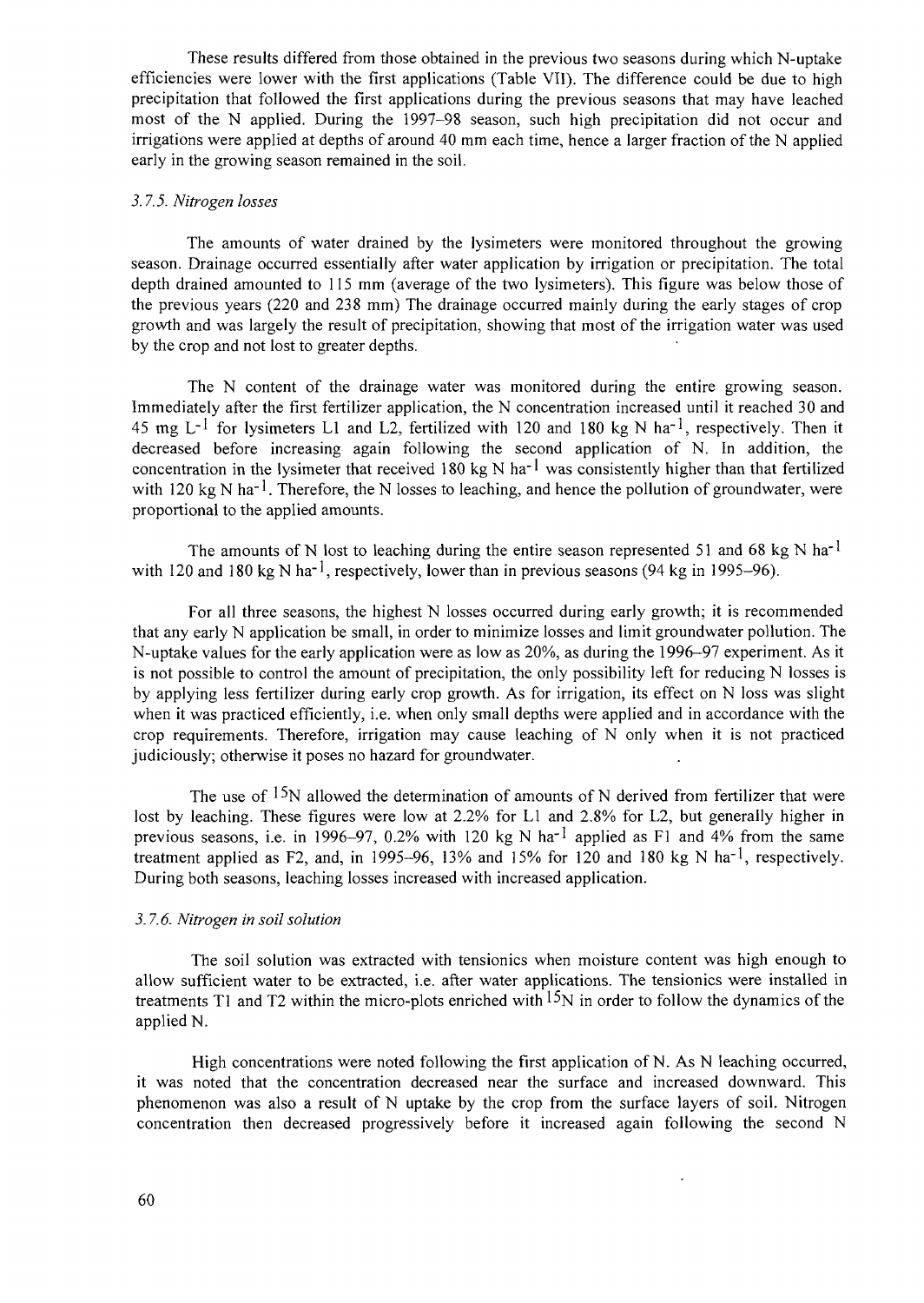These results differed from those obtained in the previous two seasons during which N-uptake efficiencies were lower with the first applications (Table VII). The difference could be due to high precipitation that followed the first applications during the previous seasons that may have leached most of the N applied. During the 1997–98 season, such high precipitation did not occur and irrigations were applied at depths of around 40 mm each time, hence a larger fraction of the N applied early in the growing season remained in the soil.

### *3.7.5. Nitrogen losses*

The amounts of water drained by the lysimeters were monitored throughout the growing season. Drainage occurred essentially after water application by irrigation or precipitation. The total depth drained amounted to 115 mm (average of the two lysimeters). This figure was below those of the previous years (220 and 238 mm) The drainage occurred mainly during the early stages of crop growth and was largely the result of precipitation, showing that most of the irrigation water was used by the crop and not lost to greater depths.

The N content of the drainage water was monitored during the entire growing season. Immediately after the first fertilizer application, the N concentration increased until it reached 30 and 45 mg $L^{-1}$ for lysimeters L1 and L2, fertilized with 120 and 180 kg N $ha^{-1}$, respectively. Then it decreased before increasing again following the second application of N. In addition, the concentration in the lysimeter that received 180 kg N $ha^{-1}$ was consistently higher than that fertilized with 120 kg N $ha^{-1}$. Therefore, the N losses to leaching, and hence the pollution of groundwater, were proportional to the applied amounts.

The amounts of N lost to leaching during the entire season represented 51 and 68 kg N $ha^{-1}$ with 120 and 180 kg N $ha^{-1}$, respectively, lower than in previous seasons (94 kg in 1995–96).

For all three seasons, the highest N losses occurred during early growth; it is recommended that any early N application be small, in order to minimize losses and limit groundwater pollution. The N-uptake values for the early application were as low as 20%, as during the 1996–97 experiment. As it is not possible to control the amount of precipitation, the only possibility left for reducing N losses is by applying less fertilizer during early crop growth. As for irrigation, its effect on N loss was slight when it was practiced efficiently, i.e. when only small depths were applied and in accordance with the crop requirements. Therefore, irrigation may cause leaching of N only when it is not practiced judiciously; otherwise it poses no hazard for groundwater.

The use of $^{15}N$ allowed the determination of amounts of N derived from fertilizer that were lost by leaching. These figures were low at 2.2% for L1 and 2.8% for L2, but generally higher in previous seasons, i.e. in 1996–97, 0.2% with 120 kg N $ha^{-1}$ applied as F1 and 4% from the same treatment applied as F2, and, in 1995–96, 13% and 15% for 120 and 180 kg N $ha^{-1}$, respectively. During both seasons, leaching losses increased with increased application.

### *3.7.6. Nitrogen in soil solution*

The soil solution was extracted with tensionics when moisture content was high enough to allow sufficient water to be extracted, i.e. after water applications. The tensionics were installed in treatments T1 and T2 within the micro-plots enriched with $^{15}N$ in order to follow the dynamics of the applied N.

High concentrations were noted following the first application of N. As N leaching occurred, it was noted that the concentration decreased near the surface and increased downward. This phenomenon was also a result of N uptake by the crop from the surface layers of soil. Nitrogen concentration then decreased progressively before it increased again following the second N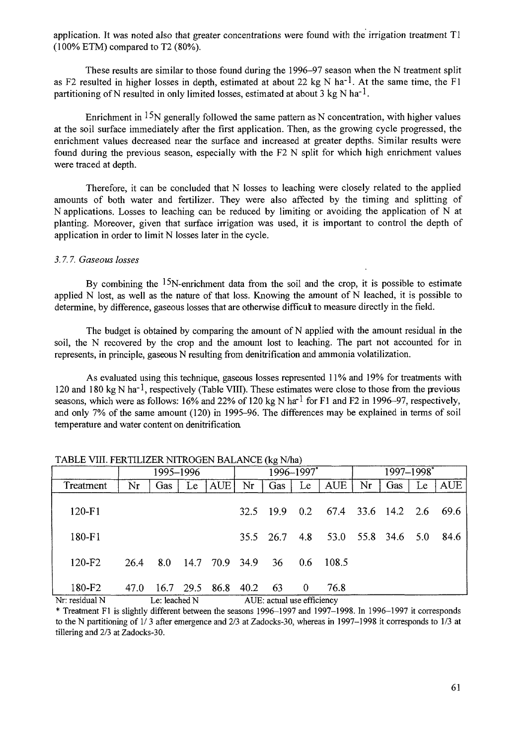application. It was noted also that greater concentrations were found with the irrigation treatment T1 (100% ETM) compared to T2 (80%).

These results are similar to those found during the 1996–97 season when the N treatment split as F2 resulted in higher losses in depth, estimated at about 22 kg N $ha^{-1}$. At the same time, the F1 partitioning of N resulted in only limited losses, estimated at about 3 kg N $ha^{-1}$.

Enrichment in $^{15}N$ generally followed the same pattern as N concentration, with higher values at the soil surface immediately after the first application. Then, as the growing cycle progressed, the enrichment values decreased near the surface and increased at greater depths. Similar results were found during the previous season, especially with the F2 N split for which high enrichment values were traced at depth.

Therefore, it can be concluded that N losses to leaching were closely related to the applied amounts of both water and fertilizer. They were also affected by the timing and splitting of N applications. Losses to leaching can be reduced by limiting or avoiding the application of N at planting. Moreover, given that surface irrigation was used, it is important to control the depth of application in order to limit N losses later in the cycle.

### *3.7.7. Gaseous losses*

By combining the $^{15}N$-enrichment data from the soil and the crop, it is possible to estimate applied N lost, as well as the nature of that loss. Knowing the amount of N leached, it is possible to determine, by difference, gaseous losses that are otherwise difficult to measure directly in the field.

The budget is obtained by comparing the amount of N applied with the amount residual in the soil, the N recovered by the crop and the amount lost to leaching. The part not accounted for in represents, in principle, gaseous N resulting from denitrification and ammonia volatilization.

As evaluated using this technique, gaseous losses represented 11% and 19% for treatments with 120 and 180 kg N $ha^{-1}$, respectively (Table VIII). These estimates were close to those from the previous seasons, which were as follows: 16% and 22% of 120 kg N $ha^{-1}$ for F1 and F2 in 1996–97, respectively, and only 7% of the same amount (120) in 1995–96. The differences may be explained in terms of soil temperature and water content on denitrification.

TABLE VIII. FERTILIZER NITROGEN BALANCE (kg N/ha)

| | 1995–1996 | | | | 1996–1997* | | | | 1997–1998* | | | |
|---|---|---|---|---|---|---|---|---|---|---|---|---|
| Treatment | Nr | Gas | Le | AUE | Nr | Gas | Le | AUE | Nr | Gas | Le | AUE |
| 120-F1 | | | | | 32.5 | 19.9 | 0.2 | 67.4 | 33.6 | 14.2 | 2.6 | 69.6 |
| 180-F1 | | | | | 35.5 | 26.7 | 4.8 | 53.0 | 55.8 | 34.6 | 5.0 | 84.6 |
| 120-F2 | 26.4 | 8.0 | 14.7 | 70.9 | 34.9 | 36 | 0.6 | 108.5 | | | | |
| 180-F2 | 47.0 | 16.7 | 29.5 | 86.8 | 40.2 | 63 | 0 | 76.8 | | | | |

Nr: residual N Le: leached N AUE: actual use efficiency

* Treatment F1 is slightly different between the seasons 1996–1997 and 1997–1998. In 1996–1997 it corresponds to the N partitioning of 1/3 after emergence and 2/3 at Zadocks-30, whereas in 1997–1998 it corresponds to 1/3 at tillering and 2/3 at Zadocks-30.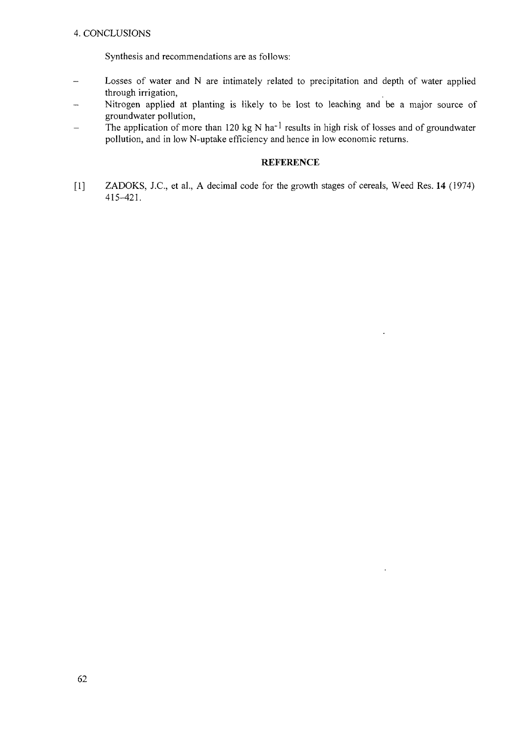## 4. CONCLUSIONS

Synthesis and recommendations are as follows:

- Losses of water and N are intimately related to precipitation and depth of water applied through irrigation,
- Nitrogen applied at planting is likely to be lost to leaching and be a major source of groundwater pollution,
- The application of more than 120 kg N $ha^{-1}$ results in high risk of losses and of groundwater pollution, and in low N-uptake efficiency and hence in low economic returns.

## REFERENCE

[1] ZADOKS, J.C., et al., A decimal code for the growth stages of cereals, Weed Res. **14** (1974) 415–421.